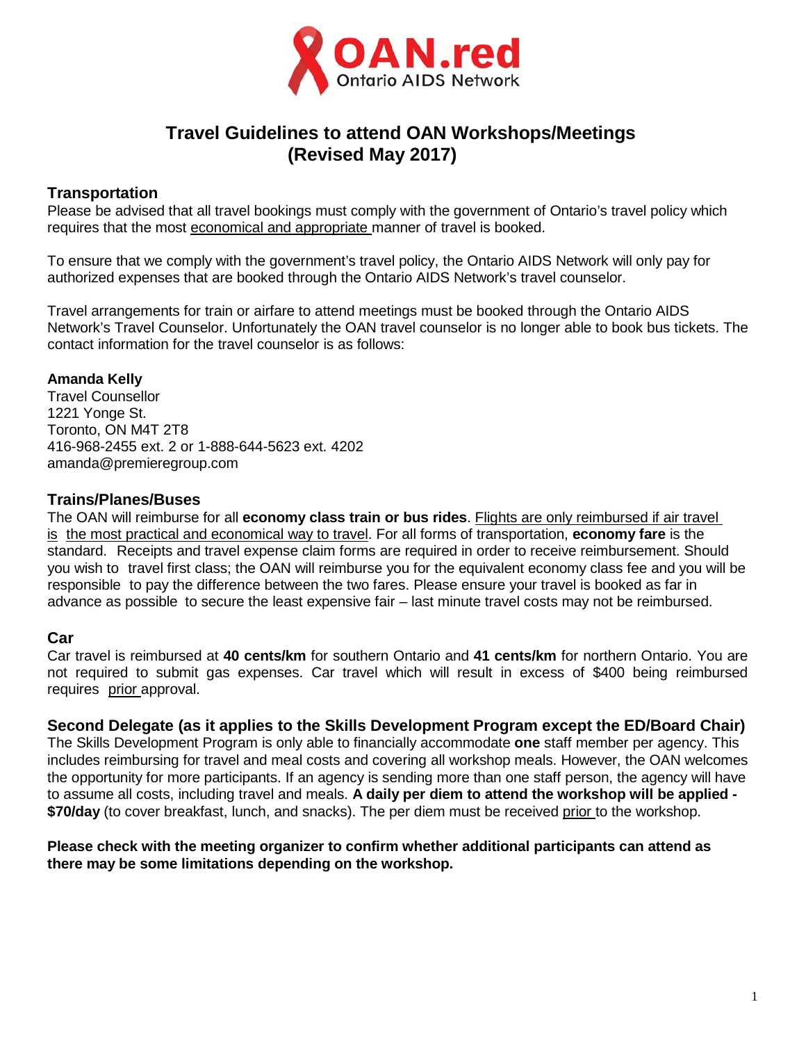OAN.red
Ontario AIDS Network

# Travel Guidelines to attend OAN Workshops/Meetings (Revised May 2017)

## Transportation

Please be advised that all travel bookings must comply with the government of Ontario's travel policy which requires that the most economical and appropriate manner of travel is booked.

To ensure that we comply with the government's travel policy, the Ontario AIDS Network will only pay for authorized expenses that are booked through the Ontario AIDS Network's travel counselor.

Travel arrangements for train or airfare to attend meetings must be booked through the Ontario AIDS Network's Travel Counselor. Unfortunately the OAN travel counselor is no longer able to book bus tickets. The contact information for the travel counselor is as follows:

**Amanda Kelly**
Travel Counsellor
1221 Yonge St.
Toronto, ON M4T 2T8
416-968-2455 ext. 2 or 1-888-644-5623 ext. 4202
amanda@premieregroup.com

## Trains/Planes/Buses

The OAN will reimburse for all **economy class train or bus rides**. Flights are only reimbursed if air travel is the most practical and economical way to travel. For all forms of transportation, **economy fare** is the standard. Receipts and travel expense claim forms are required in order to receive reimbursement. Should you wish to travel first class; the OAN will reimburse you for the equivalent economy class fee and you will be responsible to pay the difference between the two fares. Please ensure your travel is booked as far in advance as possible to secure the least expensive fair – last minute travel costs may not be reimbursed.

## Car

Car travel is reimbursed at **40 cents/km** for southern Ontario and **41 cents/km** for northern Ontario. You are not required to submit gas expenses. Car travel which will result in excess of $400 being reimbursed requires prior approval.

## Second Delegate (as it applies to the Skills Development Program except the ED/Board Chair)

The Skills Development Program is only able to financially accommodate **one** staff member per agency. This includes reimbursing for travel and meal costs and covering all workshop meals. However, the OAN welcomes the opportunity for more participants. If an agency is sending more than one staff person, the agency will have to assume all costs, including travel and meals. **A daily per diem to attend the workshop will be applied - $70/day** (to cover breakfast, lunch, and snacks). The per diem must be received prior to the workshop.

**Please check with the meeting organizer to confirm whether additional participants can attend as there may be some limitations depending on the workshop.**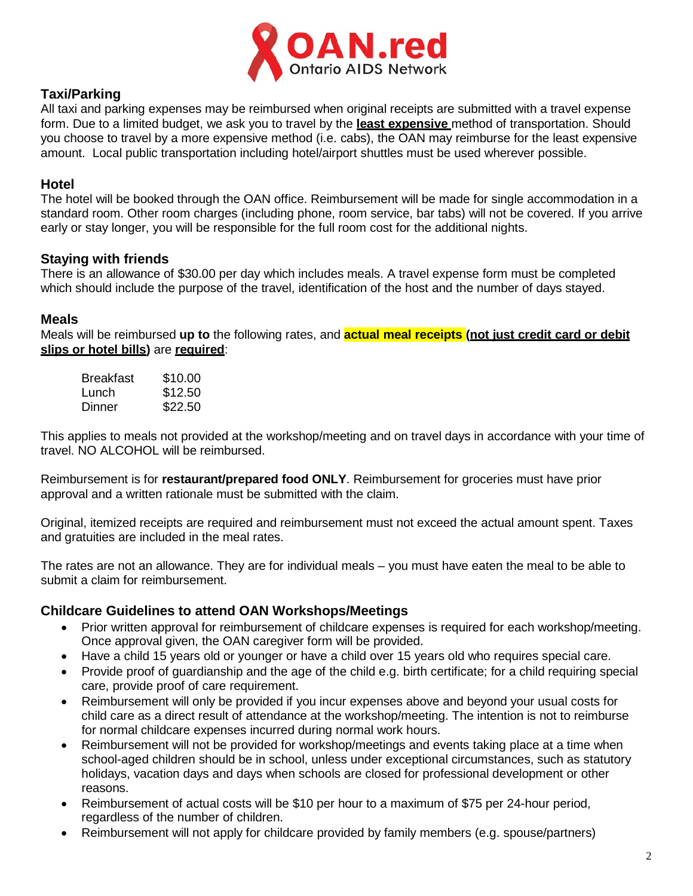## Taxi/Parking

All taxi and parking expenses may be reimbursed when original receipts are submitted with a travel expense form. Due to a limited budget, we ask you to travel by the **least expensive** method of transportation. Should you choose to travel by a more expensive method (i.e. cabs), the OAN may reimburse for the least expensive amount. Local public transportation including hotel/airport shuttles must be used wherever possible.

## Hotel

The hotel will be booked through the OAN office. Reimbursement will be made for single accommodation in a standard room. Other room charges (including phone, room service, bar tabs) will not be covered. If you arrive early or stay longer, you will be responsible for the full room cost for the additional nights.

## Staying with friends

There is an allowance of $30.00 per day which includes meals. A travel expense form must be completed which should include the purpose of the travel, identification of the host and the number of days stayed.

## Meals

Meals will be reimbursed **up to** the following rates, and **actual meal receipts (not just credit card or debit slips or hotel bills)** are **required**:

| | |
|---|---|
| Breakfast | $10.00 |
| Lunch | $12.50 |
| Dinner | $22.50 |

This applies to meals not provided at the workshop/meeting and on travel days in accordance with your time of travel. NO ALCOHOL will be reimbursed.

Reimbursement is for **restaurant/prepared food ONLY**. Reimbursement for groceries must have prior approval and a written rationale must be submitted with the claim.

Original, itemized receipts are required and reimbursement must not exceed the actual amount spent. Taxes and gratuities are included in the meal rates.

The rates are not an allowance. They are for individual meals – you must have eaten the meal to be able to submit a claim for reimbursement.

## Childcare Guidelines to attend OAN Workshops/Meetings

- Prior written approval for reimbursement of childcare expenses is required for each workshop/meeting. Once approval given, the OAN caregiver form will be provided.
- Have a child 15 years old or younger or have a child over 15 years old who requires special care.
- Provide proof of guardianship and the age of the child e.g. birth certificate; for a child requiring special care, provide proof of care requirement.
- Reimbursement will only be provided if you incur expenses above and beyond your usual costs for child care as a direct result of attendance at the workshop/meeting. The intention is not to reimburse for normal childcare expenses incurred during normal work hours.
- Reimbursement will not be provided for workshop/meetings and events taking place at a time when school-aged children should be in school, unless under exceptional circumstances, such as statutory holidays, vacation days and days when schools are closed for professional development or other reasons.
- Reimbursement of actual costs will be $10 per hour to a maximum of $75 per 24-hour period, regardless of the number of children.
- Reimbursement will not apply for childcare provided by family members (e.g. spouse/partners)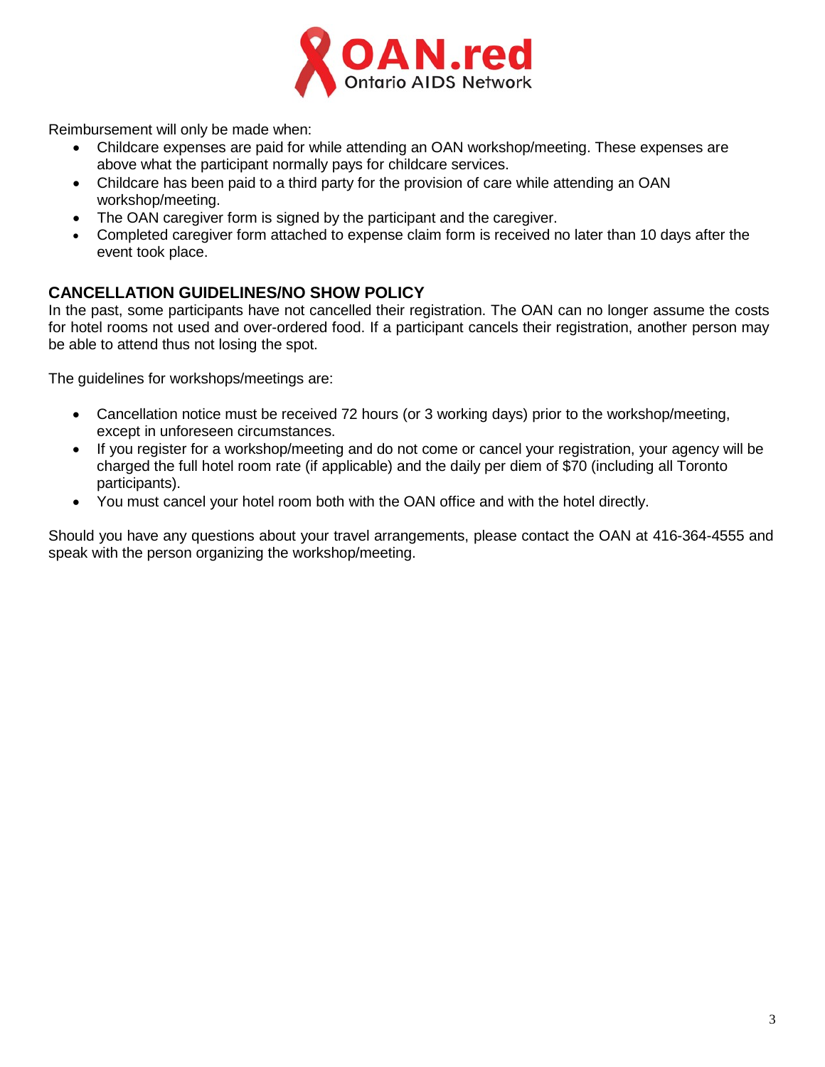Reimbursement will only be made when:

- Childcare expenses are paid for while attending an OAN workshop/meeting. These expenses are above what the participant normally pays for childcare services.
- Childcare has been paid to a third party for the provision of care while attending an OAN workshop/meeting.
- The OAN caregiver form is signed by the participant and the caregiver.
- Completed caregiver form attached to expense claim form is received no later than 10 days after the event took place.

## CANCELLATION GUIDELINES/NO SHOW POLICY

In the past, some participants have not cancelled their registration. The OAN can no longer assume the costs for hotel rooms not used and over-ordered food. If a participant cancels their registration, another person may be able to attend thus not losing the spot.

The guidelines for workshops/meetings are:

- Cancellation notice must be received 72 hours (or 3 working days) prior to the workshop/meeting, except in unforeseen circumstances.
- If you register for a workshop/meeting and do not come or cancel your registration, your agency will be charged the full hotel room rate (if applicable) and the daily per diem of $70 (including all Toronto participants).
- You must cancel your hotel room both with the OAN office and with the hotel directly.

Should you have any questions about your travel arrangements, please contact the OAN at 416-364-4555 and speak with the person organizing the workshop/meeting.